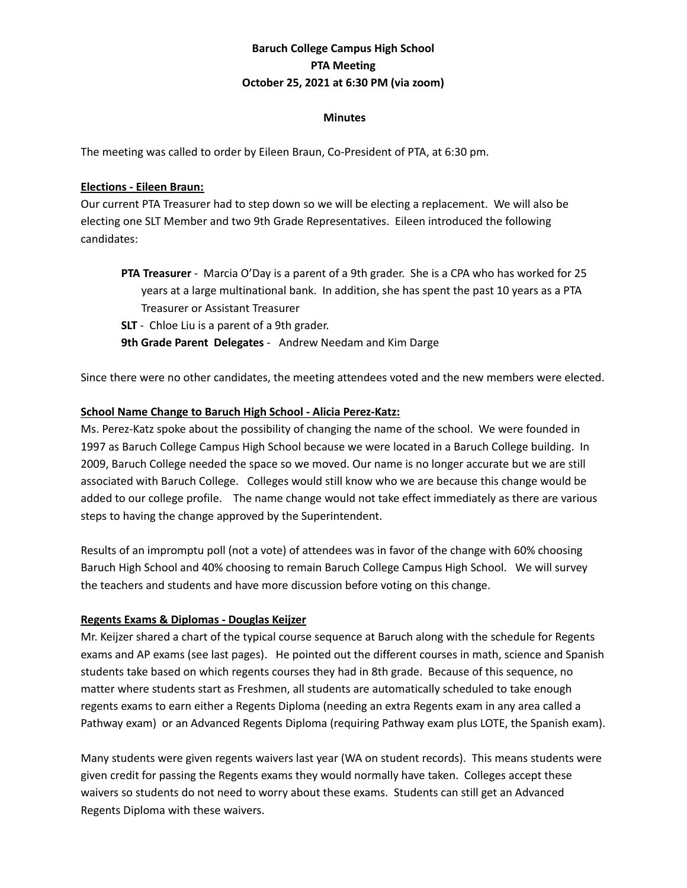**Baruch College Campus High School**
**PTA Meeting**
**October 25, 2021 at 6:30 PM (via zoom)**

**Minutes**

The meeting was called to order by Eileen Braun, Co-President of PTA, at 6:30 pm.

**Elections - Eileen Braun:**

Our current PTA Treasurer had to step down so we will be electing a replacement. We will also be electing one SLT Member and two 9th Grade Representatives. Eileen introduced the following candidates:

> **PTA Treasurer** - Marcia O'Day is a parent of a 9th grader. She is a CPA who has worked for 25 years at a large multinational bank. In addition, she has spent the past 10 years as a PTA Treasurer or Assistant Treasurer
>
> **SLT** - Chloe Liu is a parent of a 9th grader.
>
> **9th Grade Parent Delegates** - Andrew Needam and Kim Darge

Since there were no other candidates, the meeting attendees voted and the new members were elected.

**School Name Change to Baruch High School - Alicia Perez-Katz:**

Ms. Perez-Katz spoke about the possibility of changing the name of the school. We were founded in 1997 as Baruch College Campus High School because we were located in a Baruch College building. In 2009, Baruch College needed the space so we moved. Our name is no longer accurate but we are still associated with Baruch College. Colleges would still know who we are because this change would be added to our college profile. The name change would not take effect immediately as there are various steps to having the change approved by the Superintendent.

Results of an impromptu poll (not a vote) of attendees was in favor of the change with 60% choosing Baruch High School and 40% choosing to remain Baruch College Campus High School. We will survey the teachers and students and have more discussion before voting on this change.

**Regents Exams & Diplomas - Douglas Keijzer**

Mr. Keijzer shared a chart of the typical course sequence at Baruch along with the schedule for Regents exams and AP exams (see last pages). He pointed out the different courses in math, science and Spanish students take based on which regents courses they had in 8th grade. Because of this sequence, no matter where students start as Freshmen, all students are automatically scheduled to take enough regents exams to earn either a Regents Diploma (needing an extra Regents exam in any area called a Pathway exam) or an Advanced Regents Diploma (requiring Pathway exam plus LOTE, the Spanish exam).

Many students were given regents waivers last year (WA on student records). This means students were given credit for passing the Regents exams they would normally have taken. Colleges accept these waivers so students do not need to worry about these exams. Students can still get an Advanced Regents Diploma with these waivers.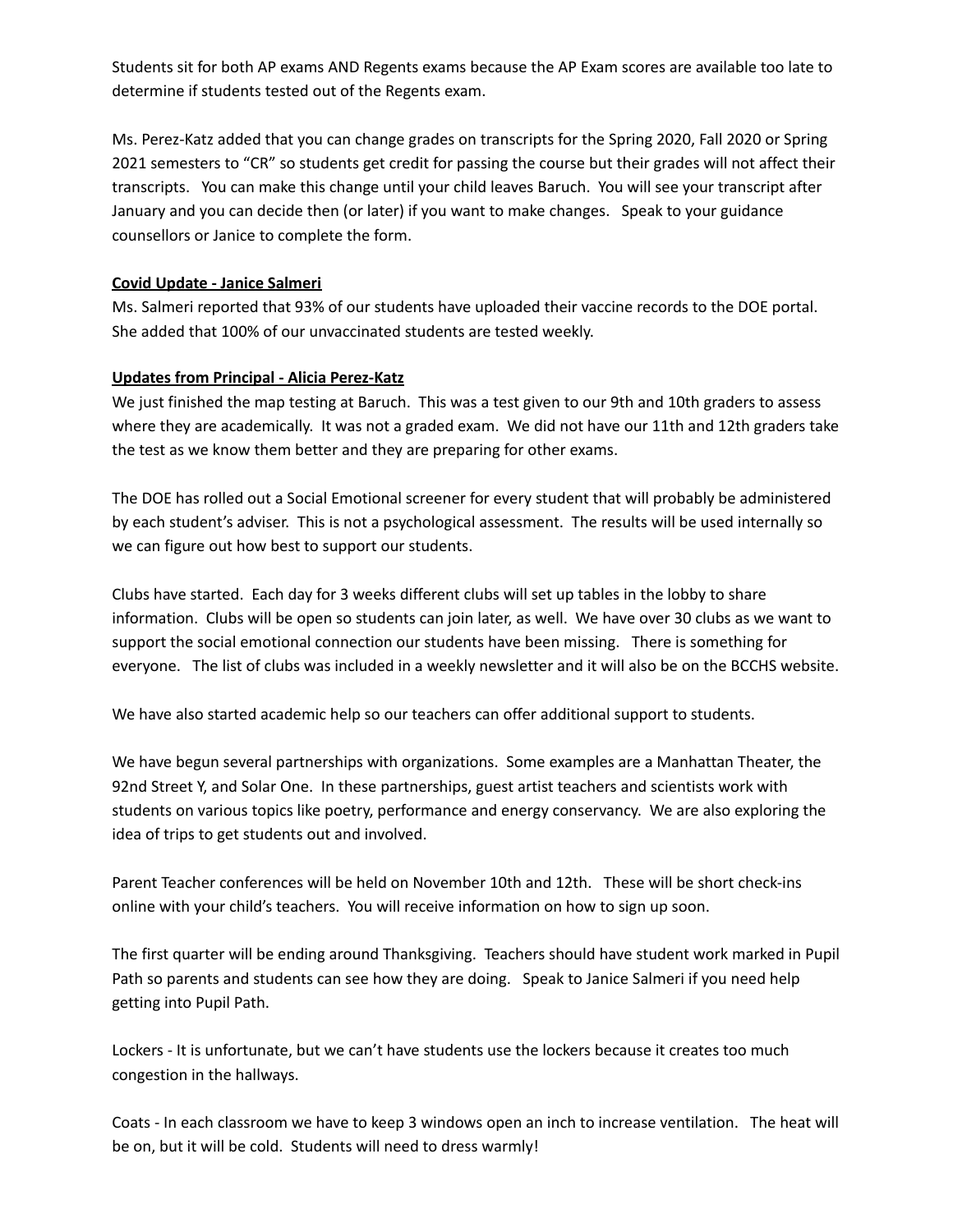Students sit for both AP exams AND Regents exams because the AP Exam scores are available too late to determine if students tested out of the Regents exam.

Ms. Perez-Katz added that you can change grades on transcripts for the Spring 2020, Fall 2020 or Spring 2021 semesters to "CR" so students get credit for passing the course but their grades will not affect their transcripts. You can make this change until your child leaves Baruch. You will see your transcript after January and you can decide then (or later) if you want to make changes. Speak to your guidance counsellors or Janice to complete the form.

**Covid Update - Janice Salmeri**

Ms. Salmeri reported that 93% of our students have uploaded their vaccine records to the DOE portal. She added that 100% of our unvaccinated students are tested weekly.

**Updates from Principal - Alicia Perez-Katz**

We just finished the map testing at Baruch. This was a test given to our 9th and 10th graders to assess where they are academically. It was not a graded exam. We did not have our 11th and 12th graders take the test as we know them better and they are preparing for other exams.

The DOE has rolled out a Social Emotional screener for every student that will probably be administered by each student's adviser. This is not a psychological assessment. The results will be used internally so we can figure out how best to support our students.

Clubs have started. Each day for 3 weeks different clubs will set up tables in the lobby to share information. Clubs will be open so students can join later, as well. We have over 30 clubs as we want to support the social emotional connection our students have been missing. There is something for everyone. The list of clubs was included in a weekly newsletter and it will also be on the BCCHS website.

We have also started academic help so our teachers can offer additional support to students.

We have begun several partnerships with organizations. Some examples are a Manhattan Theater, the 92nd Street Y, and Solar One. In these partnerships, guest artist teachers and scientists work with students on various topics like poetry, performance and energy conservancy. We are also exploring the idea of trips to get students out and involved.

Parent Teacher conferences will be held on November 10th and 12th. These will be short check-ins online with your child's teachers. You will receive information on how to sign up soon.

The first quarter will be ending around Thanksgiving. Teachers should have student work marked in Pupil Path so parents and students can see how they are doing. Speak to Janice Salmeri if you need help getting into Pupil Path.

Lockers - It is unfortunate, but we can't have students use the lockers because it creates too much congestion in the hallways.

Coats - In each classroom we have to keep 3 windows open an inch to increase ventilation. The heat will be on, but it will be cold. Students will need to dress warmly!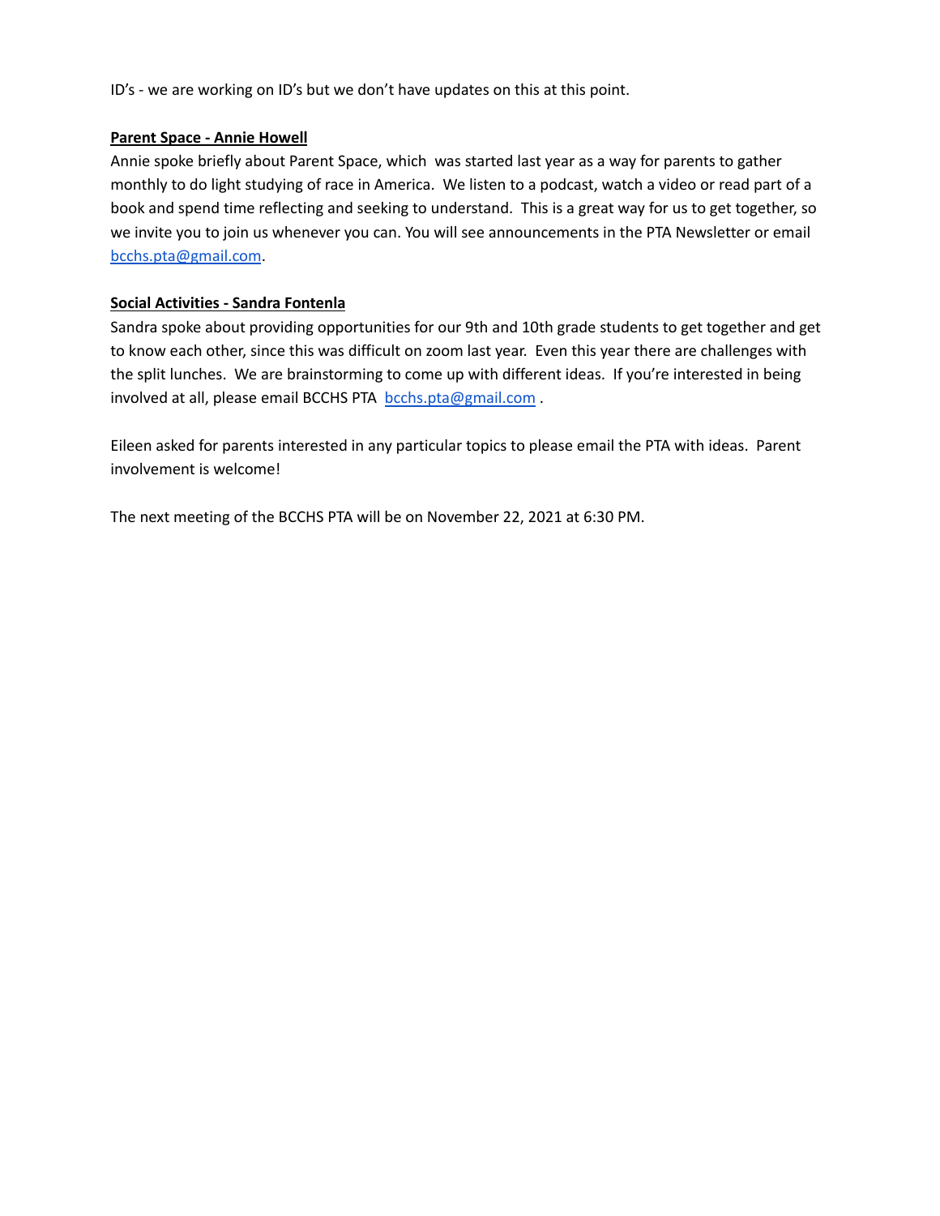ID's - we are working on ID's but we don't have updates on this at this point.

**Parent Space - Annie Howell**

Annie spoke briefly about Parent Space, which was started last year as a way for parents to gather monthly to do light studying of race in America. We listen to a podcast, watch a video or read part of a book and spend time reflecting and seeking to understand. This is a great way for us to get together, so we invite you to join us whenever you can. You will see announcements in the PTA Newsletter or email bcchs.pta@gmail.com.

**Social Activities - Sandra Fontenla**

Sandra spoke about providing opportunities for our 9th and 10th grade students to get together and get to know each other, since this was difficult on zoom last year. Even this year there are challenges with the split lunches. We are brainstorming to come up with different ideas. If you're interested in being involved at all, please email BCCHS PTA bcchs.pta@gmail.com .

Eileen asked for parents interested in any particular topics to please email the PTA with ideas. Parent involvement is welcome!

The next meeting of the BCCHS PTA will be on November 22, 2021 at 6:30 PM.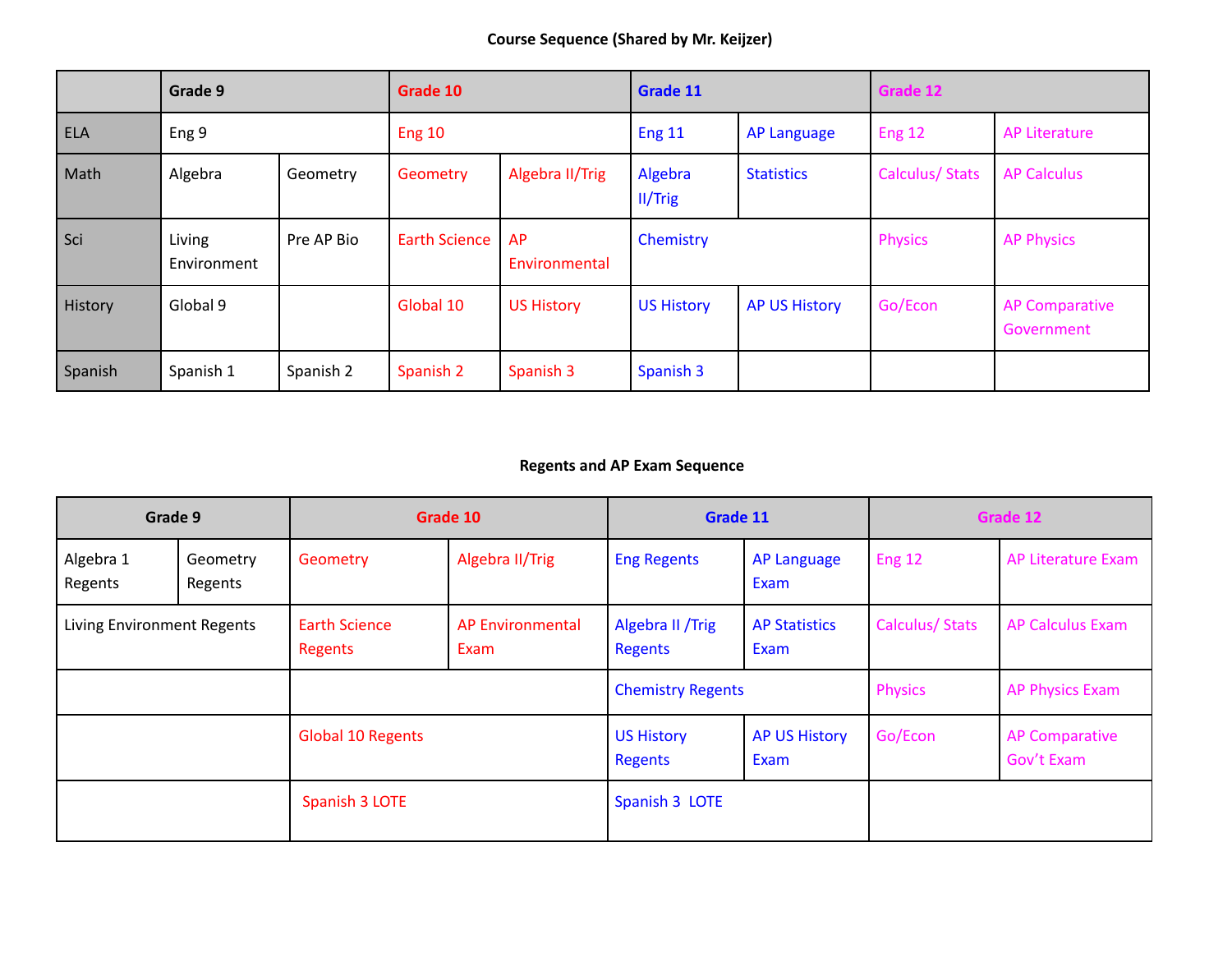**Course Sequence (Shared by Mr. Keijzer)**

| | Grade 9 | | Grade 10 | | Grade 11 | | Grade 12 | |
|---|---|---|---|---|---|---|---|---|
| ELA | Eng 9 | | Eng 10 | | Eng 11 | AP Language | Eng 12 | AP Literature |
| Math | Algebra | Geometry | Geometry | Algebra II/Trig | Algebra II/Trig | Statistics | Calculus/ Stats | AP Calculus |
| Sci | Living Environment | Pre AP Bio | Earth Science | AP Environmental | Chemistry | | Physics | AP Physics |
| History | Global 9 | | Global 10 | US History | US History | AP US History | Go/Econ | AP Comparative Government |
| Spanish | Spanish 1 | Spanish 2 | Spanish 2 | Spanish 3 | Spanish 3 | | | |

**Regents and AP Exam Sequence**

| Grade 9 | | Grade 10 | | Grade 11 | | Grade 12 | |
|---|---|---|---|---|---|---|---|
| Algebra 1 Regents | Geometry Regents | Geometry | Algebra II/Trig | Eng Regents | AP Language Exam | Eng 12 | AP Literature Exam |
| Living Environment Regents | | Earth Science Regents | AP Environmental Exam | Algebra II /Trig Regents | AP Statistics Exam | Calculus/ Stats | AP Calculus Exam |
| | | | | Chemistry Regents | | Physics | AP Physics Exam |
| | | Global 10 Regents | | US History Regents | AP US History Exam | Go/Econ | AP Comparative Gov't Exam |
| | | Spanish 3 LOTE | | Spanish 3 LOTE | | | |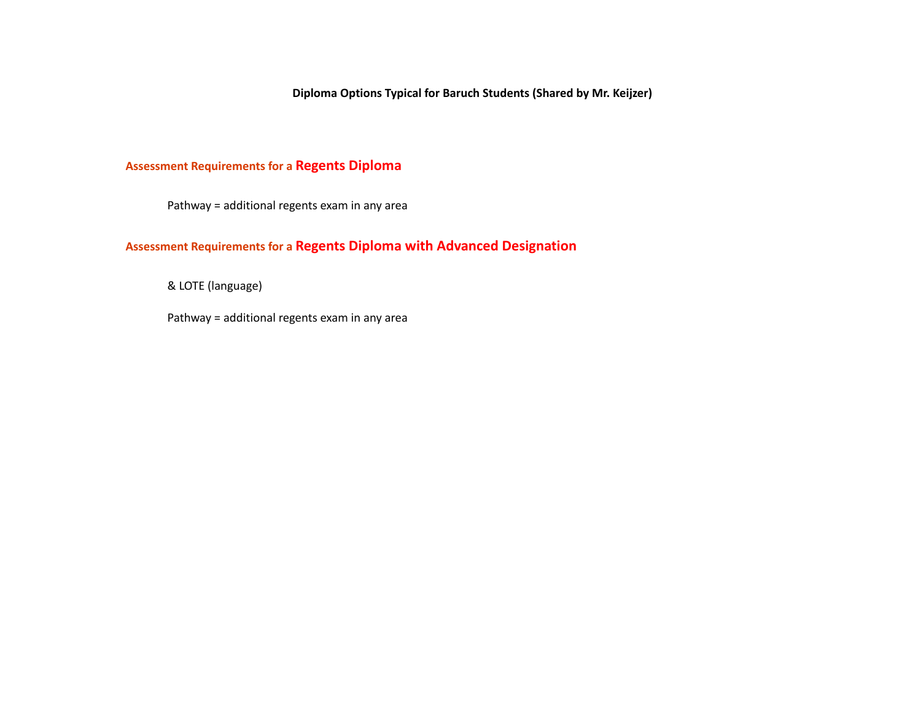**Diploma Options Typical for Baruch Students (Shared by Mr. Keijzer)**

## Assessment Requirements for a **Regents Diploma**

Pathway = additional regents exam in any area

## Assessment Requirements for a **Regents Diploma with Advanced Designation**

& LOTE (language)

Pathway = additional regents exam in any area